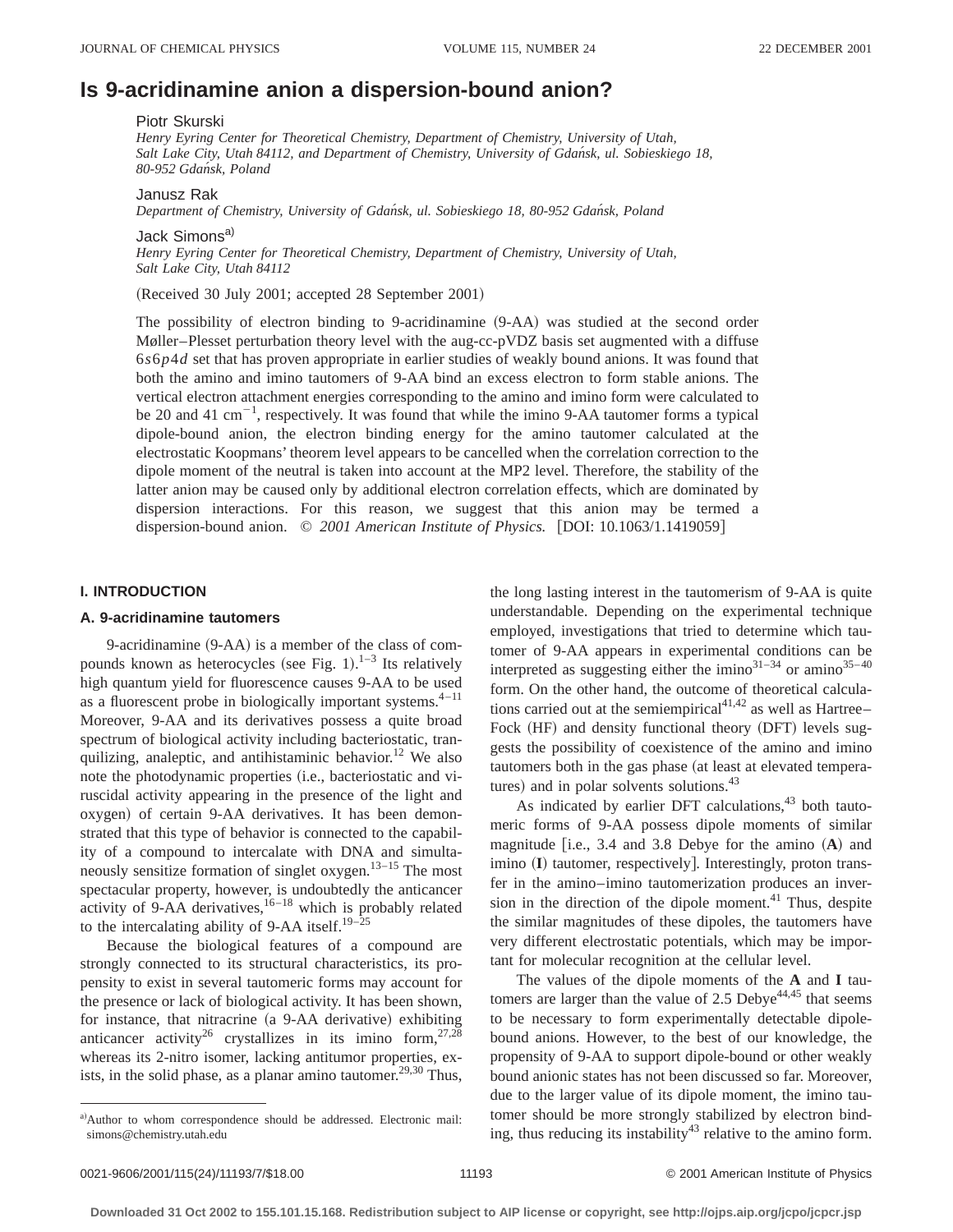# Is 9-acridinamine anion a dispersion-bound anion?

Piotr Skurski

*Henry Eyring Center for Theoretical Chemistry, Department of Chemistry, University of Utah, Salt Lake City, Utah 84112, and Department of Chemistry, University of Gdańsk, ul. Sobieskiego 18, 80-952 Gdańsk, Poland*

Janusz Rak

*Department of Chemistry, University of Gdańsk, ul. Sobieskiego 18, 80-952 Gdańsk, Poland*

Jack Simons[a]

*Henry Eyring Center for Theoretical Chemistry, Department of Chemistry, University of Utah, Salt Lake City, Utah 84112*

(Received 30 July 2001; accepted 28 September 2001)

The possibility of electron binding to 9-acridinamine (9-AA) was studied at the second order Møller–Plesset perturbation theory level with the aug-cc-pVDZ basis set augmented with a diffuse $6s6p4d$ set that has proven appropriate in earlier studies of weakly bound anions. It was found that both the amino and imino tautomers of 9-AA bind an excess electron to form stable anions. The vertical electron attachment energies corresponding to the amino and imino form were calculated to be 20 and 41 cm$^{-1}$, respectively. It was found that while the imino 9-AA tautomer forms a typical dipole-bound anion, the electron binding energy for the amino tautomer calculated at the electrostatic Koopmans' theorem level appears to be cancelled when the correlation correction to the dipole moment of the neutral is taken into account at the MP2 level. Therefore, the stability of the latter anion may be caused only by additional electron correlation effects, which are dominated by dispersion interactions. For this reason, we suggest that this anion may be termed a dispersion-bound anion. © *2001 American Institute of Physics.* [DOI: 10.1063/1.1419059]

## I. INTRODUCTION

### A. 9-acridinamine tautomers

9-acridinamine (9-AA) is a member of the class of compounds known as heterocycles (see Fig. 1).[1–3] Its relatively high quantum yield for fluorescence causes 9-AA to be used as a fluorescent probe in biologically important systems.[4–11] Moreover, 9-AA and its derivatives possess a quite broad spectrum of biological activity including bacteriostatic, tranquilizing, analeptic, and antihistaminic behavior.[12] We also note the photodynamic properties (i.e., bacteriostatic and viruscidal activity appearing in the presence of the light and oxygen) of certain 9-AA derivatives. It has been demonstrated that this type of behavior is connected to the capability of a compound to intercalate with DNA and simultaneously sensitize formation of singlet oxygen.[13–15] The most spectacular property, however, is undoubtedly the anticancer activity of 9-AA derivatives,[16–18] which is probably related to the intercalating ability of 9-AA itself.[19–25]

Because the biological features of a compound are strongly connected to its structural characteristics, its propensity to exist in several tautomeric forms may account for the presence or lack of biological activity. It has been shown, for instance, that nitracrine (a 9-AA derivative) exhibiting anticancer activity[26] crystallizes in its imino form,[27,28] whereas its 2-nitro isomer, lacking antitumor properties, exists, in the solid phase, as a planar amino tautomer.[29,30] Thus, the long lasting interest in the tautomerism of 9-AA is quite understandable. Depending on the experimental technique employed, investigations that tried to determine which tautomer of 9-AA appears in experimental conditions can be interpreted as suggesting either the imino[31–34] or amino[35–40] form. On the other hand, the outcome of theoretical calculations carried out at the semiempirical[41,42] as well as Hartree–Fock (HF) and density functional theory (DFT) levels suggests the possibility of coexistence of the amino and imino tautomers both in the gas phase (at least at elevated temperatures) and in polar solvents solutions.[43]

As indicated by earlier DFT calculations,[43] both tautomeric forms of 9-AA possess dipole moments of similar magnitude [i.e., 3.4 and 3.8 Debye for the amino (**A**) and imino (**I**) tautomer, respectively]. Interestingly, proton transfer in the amino–imino tautomerization produces an inversion in the direction of the dipole moment.[41] Thus, despite the similar magnitudes of these dipoles, the tautomers have very different electrostatic potentials, which may be important for molecular recognition at the cellular level.

The values of the dipole moments of the **A** and **I** tautomers are larger than the value of 2.5 Debye[44,45] that seems to be necessary to form experimentally detectable dipole-bound anions. However, to the best of our knowledge, the propensity of 9-AA to support dipole-bound or other weakly bound anionic states has not been discussed so far. Moreover, due to the larger value of its dipole moment, the imino tautomer should be more strongly stabilized by electron binding, thus reducing its instability[43] relative to the amino form.

---

[a]Author to whom correspondence should be addressed. Electronic mail: simons@chemistry.utah.edu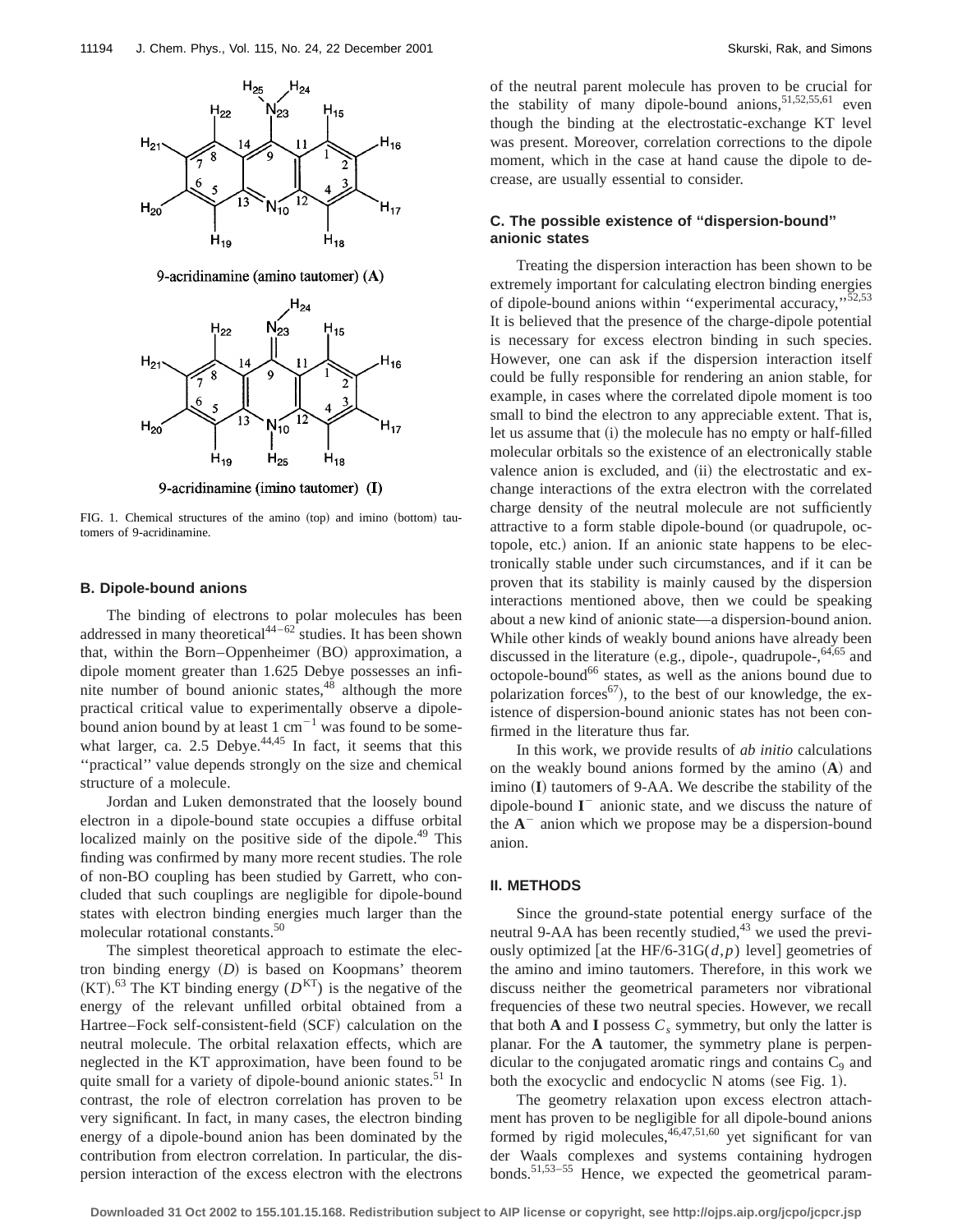FIG. 1. Chemical structures of the amino (top) and imino (bottom) tautomers of 9-acridinamine.

### B. Dipole-bound anions

The binding of electrons to polar molecules has been addressed in many theoretical[44–62] studies. It has been shown that, within the Born–Oppenheimer (BO) approximation, a dipole moment greater than 1.625 Debye possesses an infinite number of bound anionic states,[48] although the more practical critical value to experimentally observe a dipole-bound anion bound by at least 1 $\mathrm{cm}^{-1}$ was found to be somewhat larger, ca. 2.5 Debye.[44,45] In fact, it seems that this "practical" value depends strongly on the size and chemical structure of a molecule.

Jordan and Luken demonstrated that the loosely bound electron in a dipole-bound state occupies a diffuse orbital localized mainly on the positive side of the dipole.[49] This finding was confirmed by many more recent studies. The role of non-BO coupling has been studied by Garrett, who concluded that such couplings are negligible for dipole-bound states with electron binding energies much larger than the molecular rotational constants.[50]

The simplest theoretical approach to estimate the electron binding energy ($D$) is based on Koopmans' theorem (KT).[63] The KT binding energy ($D^{\mathrm{KT}}$) is the negative of the energy of the relevant unfilled orbital obtained from a Hartree–Fock self-consistent-field (SCF) calculation on the neutral molecule. The orbital relaxation effects, which are neglected in the KT approximation, have been found to be quite small for a variety of dipole-bound anionic states.[51] In contrast, the role of electron correlation has proven to be very significant. In fact, in many cases, the electron binding energy of a dipole-bound anion has been dominated by the contribution from electron correlation. In particular, the dispersion interaction of the excess electron with the electrons of the neutral parent molecule has proven to be crucial for the stability of many dipole-bound anions,[51,52,55,61] even though the binding at the electrostatic-exchange KT level was present. Moreover, correlation corrections to the dipole moment, which in the case at hand cause the dipole to decrease, are usually essential to consider.

### C. The possible existence of "dispersion-bound" anionic states

Treating the dispersion interaction has been shown to be extremely important for calculating electron binding energies of dipole-bound anions within "experimental accuracy,"[52,53] It is believed that the presence of the charge-dipole potential is necessary for excess electron binding in such species. However, one can ask if the dispersion interaction itself could be fully responsible for rendering an anion stable, for example, in cases where the correlated dipole moment is too small to bind the electron to any appreciable extent. That is, let us assume that (i) the molecule has no empty or half-filled molecular orbitals so the existence of an electronically stable valence anion is excluded, and (ii) the electrostatic and exchange interactions of the extra electron with the correlated charge density of the neutral molecule are not sufficiently attractive to a form stable dipole-bound (or quadrupole, octopole, etc.) anion. If an anionic state happens to be electronically stable under such circumstances, and if it can be proven that its stability is mainly caused by the dispersion interactions mentioned above, then we could be speaking about a new kind of anionic state—a dispersion-bound anion. While other kinds of weakly bound anions have already been discussed in the literature (e.g., dipole-, quadrupole-,[64,65] and octopole-bound[66] states, as well as the anions bound due to polarization forces[67]), to the best of our knowledge, the existence of dispersion-bound anionic states has not been confirmed in the literature thus far.

In this work, we provide results of *ab initio* calculations on the weakly bound anions formed by the amino (**A**) and imino (**I**) tautomers of 9-AA. We describe the stability of the dipole-bound $\mathbf{I}^-$ anionic state, and we discuss the nature of the $\mathbf{A}^-$ anion which we propose may be a dispersion-bound anion.

## II. METHODS

Since the ground-state potential energy surface of the neutral 9-AA has been recently studied,[43] we used the previously optimized [at the HF/6-31G($d,p$) level] geometries of the amino and imino tautomers. Therefore, in this work we discuss neither the geometrical parameters nor vibrational frequencies of these two neutral species. However, we recall that both **A** and **I** possess $C_s$ symmetry, but only the latter is planar. For the **A** tautomer, the symmetry plane is perpendicular to the conjugated aromatic rings and contains $C_9$ and both the exocyclic and endocyclic N atoms (see Fig. 1).

The geometry relaxation upon excess electron attachment has proven to be negligible for all dipole-bound anions formed by rigid molecules,[46,47,51,60] yet significant for van der Waals complexes and systems containing hydrogen bonds.[51,53–55] Hence, we expected the geometrical param-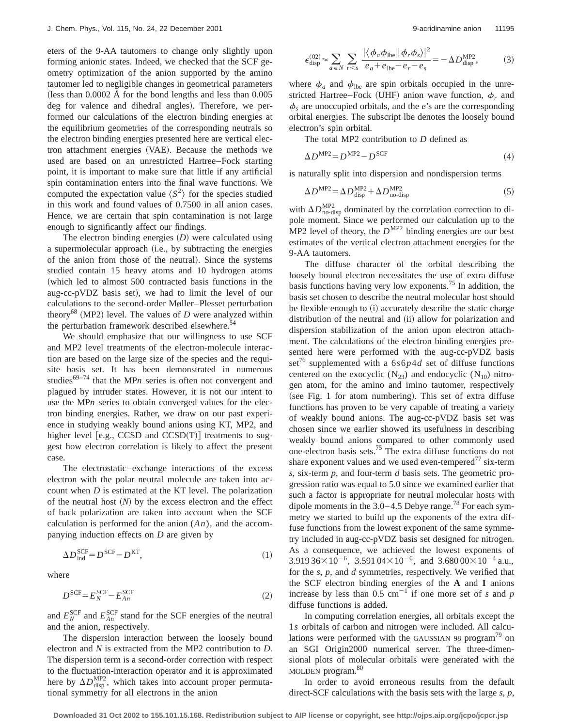eters of the 9-AA tautomers to change only slightly upon forming anionic states. Indeed, we checked that the SCF geometry optimization of the anion supported by the amino tautomer led to negligible changes in geometrical parameters (less than 0.0002 Å for the bond lengths and less than 0.005 deg for valence and dihedral angles). Therefore, we performed our calculations of the electron binding energies at the equilibrium geometries of the corresponding neutrals so the electron binding energies presented here are vertical electron attachment energies (VAE). Because the methods we used are based on an unrestricted Hartree–Fock starting point, it is important to make sure that little if any artificial spin contamination enters into the final wave functions. We computed the expectation value $\langle S^2 \rangle$ for the species studied in this work and found values of 0.7500 in all anion cases. Hence, we are certain that spin contamination is not large enough to significantly affect our findings.

The electron binding energies ($D$) were calculated using a supermolecular approach (i.e., by subtracting the energies of the anion from those of the neutral). Since the systems studied contain 15 heavy atoms and 10 hydrogen atoms (which led to almost 500 contracted basis functions in the aug-cc-pVDZ basis set), we had to limit the level of our calculations to the second-order Møller–Plesset perturbation theory[68] (MP2) level. The values of $D$ were analyzed within the perturbation framework described elsewhere.[54]

We should emphasize that our willingness to use SCF and MP2 level treatments of the electron-molecule interaction are based on the large size of the species and the requisite basis set. It has been demonstrated in numerous studies[69–74] that the MP$n$ series is often not convergent and plagued by intruder states. However, it is not our intent to use the MP$n$ series to obtain converged values for the electron binding energies. Rather, we draw on our past experience in studying weakly bound anions using KT, MP2, and higher level [e.g., CCSD and CCSD(T)] treatments to suggest how electron correlation is likely to affect the present case.

The electrostatic–exchange interactions of the excess electron with the polar neutral molecule are taken into account when $D$ is estimated at the KT level. The polarization of the neutral host ($N$) by the excess electron and the effect of back polarization are taken into account when the SCF calculation is performed for the anion ($An$), and the accompanying induction effects on $D$ are given by

$$\Delta D_{\text{ind}}^{\text{SCF}} = D^{\text{SCF}} - D^{\text{KT}}, \tag{1}$$

where

$$D^{\text{SCF}} = E_N^{\text{SCF}} - E_{An}^{\text{SCF}} \tag{2}$$

and $E_N^{\text{SCF}}$ and $E_{An}^{\text{SCF}}$ stand for the SCF energies of the neutral and the anion, respectively.

The dispersion interaction between the loosely bound electron and $N$ is extracted from the MP2 contribution to $D$. The dispersion term is a second-order correction with respect to the fluctuation-interaction operator and it is approximated here by $\Delta D_{\text{disp}}^{\text{MP2}}$, which takes into account proper permutational symmetry for all electrons in the anion

$$\epsilon_{\text{disp}}^{(02)} \approx \sum_{a \in N} \sum_{r<s} \frac{|\langle \phi_a \phi_{\text{lbe}} || \phi_r \phi_s \rangle|^2}{e_a + e_{\text{lbe}} - e_r - e_s} = -\Delta D_{\text{disp}}^{\text{MP2}}, \tag{3}$$

where $\phi_a$ and $\phi_{\text{lbe}}$ are spin orbitals occupied in the unrestricted Hartree–Fock (UHF) anion wave function, $\phi_r$ and $\phi_s$ are unoccupied orbitals, and the $e$'s are the corresponding orbital energies. The subscript lbe denotes the loosely bound electron's spin orbital.

The total MP2 contribution to $D$ defined as

$$\Delta D^{\text{MP2}} = D^{\text{MP2}} - D^{\text{SCF}} \tag{4}$$

is naturally split into dispersion and nondispersion terms

$$\Delta D^{\text{MP2}} = \Delta D_{\text{disp}}^{\text{MP2}} + \Delta D_{\text{no-disp}}^{\text{MP2}} \tag{5}$$

with $\Delta D_{\text{no-disp}}^{\text{MP2}}$ dominated by the correlation correction to dipole moment. Since we performed our calculation up to the MP2 level of theory, the $D^{\text{MP2}}$ binding energies are our best estimates of the vertical electron attachment energies for the 9-AA tautomers.

The diffuse character of the orbital describing the loosely bound electron necessitates the use of extra diffuse basis functions having very low exponents.[75] In addition, the basis set chosen to describe the neutral molecular host should be flexible enough to (i) accurately describe the static charge distribution of the neutral and (ii) allow for polarization and dispersion stabilization of the anion upon electron attachment. The calculations of the electron binding energies presented here were performed with the aug-cc-pVDZ basis set[76] supplemented with a $6s6p4d$ set of diffuse functions centered on the exocyclic ($N_{23}$) and endocyclic ($N_{10}$) nitrogen atom, for the amino and imino tautomer, respectively (see Fig. 1 for atom numbering). This set of extra diffuse functions has proven to be very capable of treating a variety of weakly bound anions. The aug-cc-pVDZ basis set was chosen since we earlier showed its usefulness in describing weakly bound anions compared to other commonly used one-electron basis sets.[75] The extra diffuse functions do not share exponent values and we used even-tempered[77] six-term $s$, six-term $p$, and four-term $d$ basis sets. The geometric progression ratio was equal to 5.0 since we examined earlier that such a factor is appropriate for neutral molecular hosts with dipole moments in the 3.0–4.5 Debye range.[78] For each symmetry we started to build up the exponents of the extra diffuse functions from the lowest exponent of the same symmetry included in aug-cc-pVDZ basis set designed for nitrogen. As a consequence, we achieved the lowest exponents of $3.91936 \times 10^{-6}$, $3.59104 \times 10^{-6}$, and $3.68000 \times 10^{-4}$ a.u., for the $s$, $p$, and $d$ symmetries, respectively. We verified that the SCF electron binding energies of the **A** and **I** anions increase by less than 0.5 $\text{cm}^{-1}$ if one more set of $s$ and $p$ diffuse functions is added.

In computing correlation energies, all orbitals except the 1$s$ orbitals of carbon and nitrogen were included. All calculations were performed with the GAUSSIAN 98 program[79] on an SGI Origin2000 numerical server. The three-dimensional plots of molecular orbitals were generated with the MOLDEN program.[80]

In order to avoid erroneous results from the default direct-SCF calculations with the basis sets with the large $s$, $p$,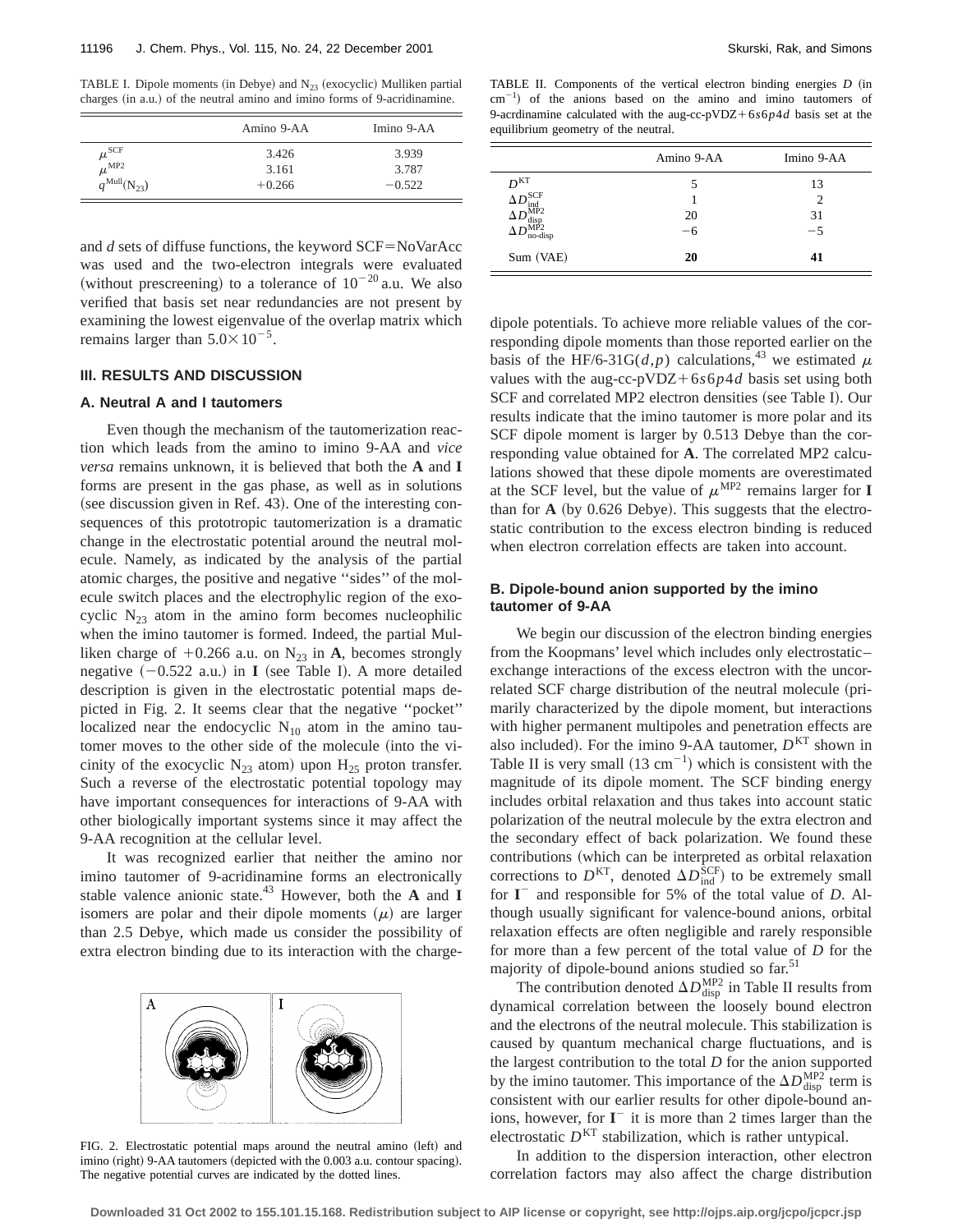TABLE I. Dipole moments (in Debye) and $N_{23}$ (exocyclic) Mulliken partial charges (in a.u.) of the neutral amino and imino forms of 9-acridinamine.

| | Amino 9-AA | Imino 9-AA |
|---|---|---|
| $\mu^{\mathrm{SCF}}$ | 3.426 | 3.939 |
| $\mu^{\mathrm{MP2}}$ | 3.161 | 3.787 |
| $q^{\mathrm{Mull}}(\mathrm{N}_{23})$ | +0.266 | −0.522 |

and *d* sets of diffuse functions, the keyword SCF=NoVarAcc was used and the two-electron integrals were evaluated (without prescreening) to a tolerance of $10^{-20}$ a.u. We also verified that basis set near redundancies are not present by examining the lowest eigenvalue of the overlap matrix which remains larger than $5.0\times10^{-5}$.

## III. RESULTS AND DISCUSSION

### A. Neutral A and I tautomers

Even though the mechanism of the tautomerization reaction which leads from the amino to imino 9-AA and *vice versa* remains unknown, it is believed that both the **A** and **I** forms are present in the gas phase, as well as in solutions (see discussion given in Ref. 43). One of the interesting consequences of this prototropic tautomerization is a dramatic change in the electrostatic potential around the neutral molecule. Namely, as indicated by the analysis of the partial atomic charges, the positive and negative ''sides'' of the molecule switch places and the electrophylic region of the exocyclic $N_{23}$ atom in the amino form becomes nucleophilic when the imino tautomer is formed. Indeed, the partial Mulliken charge of +0.266 a.u. on $N_{23}$ in **A**, becomes strongly negative (−0.522 a.u.) in **I** (see Table I). A more detailed description is given in the electrostatic potential maps depicted in Fig. 2. It seems clear that the negative ''pocket'' localized near the endocyclic $N_{10}$ atom in the amino tautomer moves to the other side of the molecule (into the vicinity of the exocyclic $N_{23}$ atom) upon $H_{25}$ proton transfer. Such a reverse of the electrostatic potential topology may have important consequences for interactions of 9-AA with other biologically important systems since it may affect the 9-AA recognition at the cellular level.

It was recognized earlier that neither the amino nor imino tautomer of 9-acridinamine forms an electronically stable valence anionic state.[43] However, both the **A** and **I** isomers are polar and their dipole moments ($\mu$) are larger than 2.5 Debye, which made us consider the possibility of extra electron binding due to its interaction with the charge-dipole potentials. To achieve more reliable values of the corresponding dipole moments than those reported earlier on the basis of the HF/6-31G($d,p$) calculations,[43] we estimated $\mu$ values with the aug-cc-pVDZ+6$s$6$p$4$d$ basis set using both SCF and correlated MP2 electron densities (see Table I). Our results indicate that the imino tautomer is more polar and its SCF dipole moment is larger by 0.513 Debye than the corresponding value obtained for **A**. The correlated MP2 calculations showed that these dipole moments are overestimated at the SCF level, but the value of $\mu^{\mathrm{MP2}}$ remains larger for **I** than for **A** (by 0.626 Debye). This suggests that the electrostatic contribution to the excess electron binding is reduced when electron correlation effects are taken into account.

FIG. 2. Electrostatic potential maps around the neutral amino (left) and imino (right) 9-AA tautomers (depicted with the 0.003 a.u. contour spacing). The negative potential curves are indicated by the dotted lines.

TABLE II. Components of the vertical electron binding energies $D$ (in $\mathrm{cm}^{-1}$) of the anions based on the amino and imino tautomers of 9-acrdinamine calculated with the aug-cc-pVDZ+6$s$6$p$4$d$ basis set at the equilibrium geometry of the neutral.

| | Amino 9-AA | Imino 9-AA |
|---|---|---|
| $D^{\mathrm{KT}}$ | 5 | 13 |
| $\Delta D_{\mathrm{ind}}^{\mathrm{SCF}}$ | 1 | 2 |
| $\Delta D_{\mathrm{disp}}^{\mathrm{MP2}}$ | 20 | 31 |
| $\Delta D_{\mathrm{no\text{-}disp}}^{\mathrm{MP2}}$ | −6 | −5 |
| Sum (VAE) | **20** | **41** |

### B. Dipole-bound anion supported by the imino tautomer of 9-AA

We begin our discussion of the electron binding energies from the Koopmans' level which includes only electrostatic–exchange interactions of the excess electron with the uncorrelated SCF charge distribution of the neutral molecule (primarily characterized by the dipole moment, but interactions with higher permanent multipoles and penetration effects are also included). For the imino 9-AA tautomer, $D^{\mathrm{KT}}$ shown in Table II is very small ($13\ \mathrm{cm}^{-1}$) which is consistent with the magnitude of its dipole moment. The SCF binding energy includes orbital relaxation and thus takes into account static polarization of the neutral molecule by the extra electron and the secondary effect of back polarization. We found these contributions (which can be interpreted as orbital relaxation corrections to $D^{\mathrm{KT}}$, denoted $\Delta D_{\mathrm{ind}}^{\mathrm{SCF}}$) to be extremely small for $\mathbf{I}^-$ and responsible for 5% of the total value of $D$. Although usually significant for valence-bound anions, orbital relaxation effects are often negligible and rarely responsible for more than a few percent of the total value of $D$ for the majority of dipole-bound anions studied so far.[51]

The contribution denoted $\Delta D_{\mathrm{disp}}^{\mathrm{MP2}}$ in Table II results from dynamical correlation between the loosely bound electron and the electrons of the neutral molecule. This stabilization is caused by quantum mechanical charge fluctuations, and is the largest contribution to the total $D$ for the anion supported by the imino tautomer. This importance of the $\Delta D_{\mathrm{disp}}^{\mathrm{MP2}}$ term is consistent with our earlier results for other dipole-bound anions, however, for $\mathbf{I}^-$ it is more than 2 times larger than the electrostatic $D^{\mathrm{KT}}$ stabilization, which is rather untypical.

In addition to the dispersion interaction, other electron correlation factors may also affect the charge distribution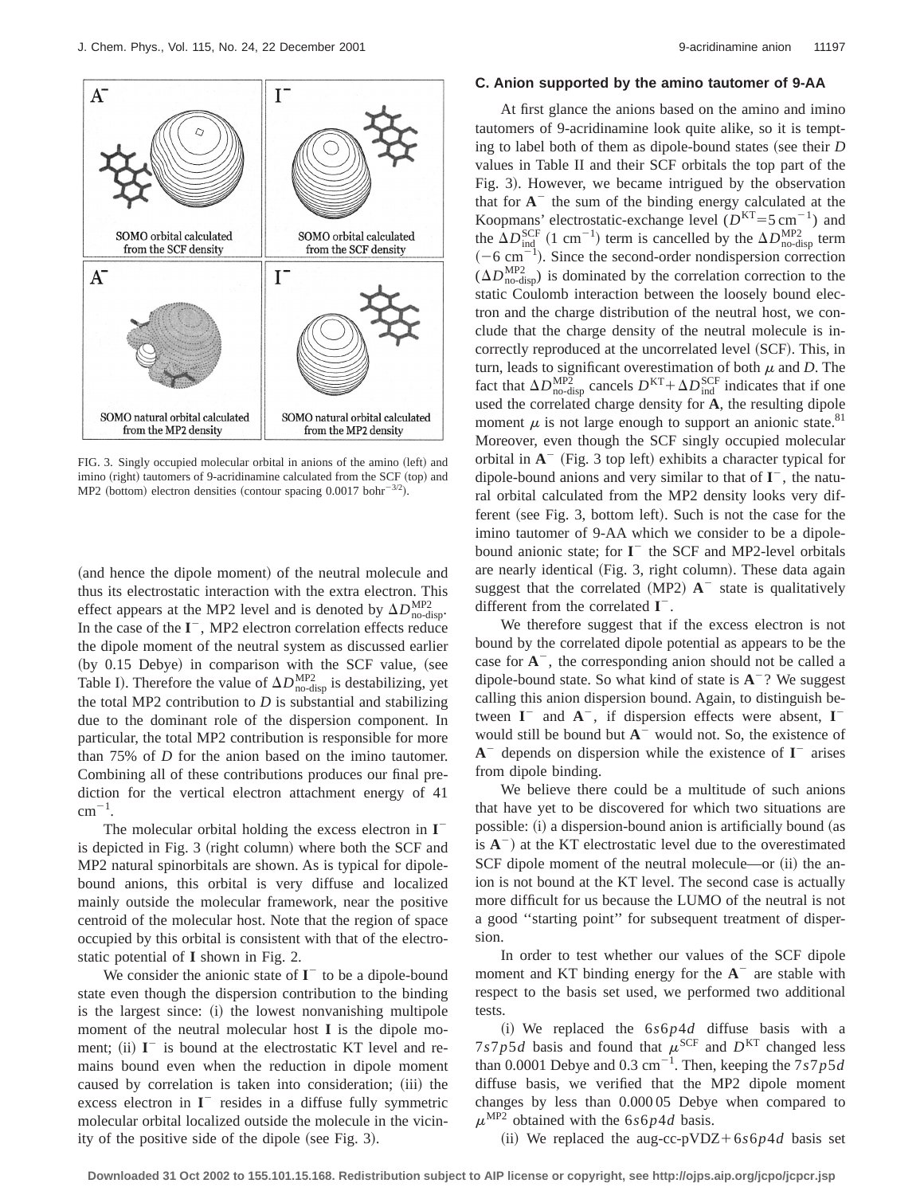FIG. 3. Singly occupied molecular orbital in anions of the amino (left) and imino (right) tautomers of 9-acridinamine calculated from the SCF (top) and MP2 (bottom) electron densities (contour spacing 0.0017 bohr$^{-3/2}$).

(and hence the dipole moment) of the neutral molecule and thus its electrostatic interaction with the extra electron. This effect appears at the MP2 level and is denoted by $\Delta D^{\mathrm{MP2}}_{\mathrm{no\text{-}disp}}$. In the case of the $\mathbf{I}^-$, MP2 electron correlation effects reduce the dipole moment of the neutral system as discussed earlier (by 0.15 Debye) in comparison with the SCF value, (see Table I). Therefore the value of $\Delta D^{\mathrm{MP2}}_{\mathrm{no\text{-}disp}}$ is destabilizing, yet the total MP2 contribution to $D$ is substantial and stabilizing due to the dominant role of the dispersion component. In particular, the total MP2 contribution is responsible for more than 75% of $D$ for the anion based on the imino tautomer. Combining all of these contributions produces our final prediction for the vertical electron attachment energy of 41 cm$^{-1}$.

The molecular orbital holding the excess electron in $\mathbf{I}^-$ is depicted in Fig. 3 (right column) where both the SCF and MP2 natural spinorbitals are shown. As is typical for dipole-bound anions, this orbital is very diffuse and localized mainly outside the molecular framework, near the positive centroid of the molecular host. Note that the region of space occupied by this orbital is consistent with that of the electrostatic potential of $\mathbf{I}$ shown in Fig. 2.

We consider the anionic state of $\mathbf{I}^-$ to be a dipole-bound state even though the dispersion contribution to the binding is the largest since: (i) the lowest nonvanishing multipole moment of the neutral molecular host $\mathbf{I}$ is the dipole moment; (ii) $\mathbf{I}^-$ is bound at the electrostatic KT level and remains bound even when the reduction in dipole moment caused by correlation is taken into consideration; (iii) the excess electron in $\mathbf{I}^-$ resides in a diffuse fully symmetric molecular orbital localized outside the molecule in the vicinity of the positive side of the dipole (see Fig. 3).

### C. Anion supported by the amino tautomer of 9-AA

At first glance the anions based on the amino and imino tautomers of 9-acridinamine look quite alike, so it is tempting to label both of them as dipole-bound states (see their $D$ values in Table II and their SCF orbitals the top part of the Fig. 3). However, we became intrigued by the observation that for $\mathbf{A}^-$ the sum of the binding energy calculated at the Koopmans' electrostatic-exchange level ($D^{\mathrm{KT}}$=5 cm$^{-1}$) and the $\Delta D^{\mathrm{SCF}}_{\mathrm{ind}}$ (1 cm$^{-1}$) term is cancelled by the $\Delta D^{\mathrm{MP2}}_{\mathrm{no\text{-}disp}}$ term (−6 cm$^{-1}$). Since the second-order nondispersion correction ($\Delta D^{\mathrm{MP2}}_{\mathrm{no\text{-}disp}}$) is dominated by the correlation correction to the static Coulomb interaction between the loosely bound electron and the charge distribution of the neutral host, we conclude that the charge density of the neutral molecule is incorrectly reproduced at the uncorrelated level (SCF). This, in turn, leads to significant overestimation of both $\mu$ and $D$. The fact that $\Delta D^{\mathrm{MP2}}_{\mathrm{no\text{-}disp}}$ cancels $D^{\mathrm{KT}}+\Delta D^{\mathrm{SCF}}_{\mathrm{ind}}$ indicates that if one used the correlated charge density for $\mathbf{A}$, the resulting dipole moment $\mu$ is not large enough to support an anionic state.[81] Moreover, even though the SCF singly occupied molecular orbital in $\mathbf{A}^-$ (Fig. 3 top left) exhibits a character typical for dipole-bound anions and very similar to that of $\mathbf{I}^-$, the natural orbital calculated from the MP2 density looks very different (see Fig. 3, bottom left). Such is not the case for the imino tautomer of 9-AA which we consider to be a dipole-bound anionic state; for $\mathbf{I}^-$ the SCF and MP2-level orbitals are nearly identical (Fig. 3, right column). These data again suggest that the correlated (MP2) $\mathbf{A}^-$ state is qualitatively different from the correlated $\mathbf{I}^-$.

We therefore suggest that if the excess electron is not bound by the correlated dipole potential as appears to be the case for $\mathbf{A}^-$, the corresponding anion should not be called a dipole-bound state. So what kind of state is $\mathbf{A}^-$? We suggest calling this anion dispersion bound. Again, to distinguish between $\mathbf{I}^-$ and $\mathbf{A}^-$, if dispersion effects were absent, $\mathbf{I}^-$ would still be bound but $\mathbf{A}^-$ would not. So, the existence of $\mathbf{A}^-$ depends on dispersion while the existence of $\mathbf{I}^-$ arises from dipole binding.

We believe there could be a multitude of such anions that have yet to be discovered for which two situations are possible: (i) a dispersion-bound anion is artificially bound (as is $\mathbf{A}^-$) at the KT electrostatic level due to the overestimated SCF dipole moment of the neutral molecule—or (ii) the anion is not bound at the KT level. The second case is actually more difficult for us because the LUMO of the neutral is not a good ''starting point'' for subsequent treatment of dispersion.

In order to test whether our values of the SCF dipole moment and KT binding energy for the $\mathbf{A}^-$ are stable with respect to the basis set used, we performed two additional tests.

(i) We replaced the $6s6p4d$ diffuse basis with a $7s7p5d$ basis and found that $\mu^{\mathrm{SCF}}$ and $D^{\mathrm{KT}}$ changed less than 0.0001 Debye and 0.3 cm$^{-1}$. Then, keeping the $7s7p5d$ diffuse basis, we verified that the MP2 dipole moment changes by less than 0.000 05 Debye when compared to $\mu^{\mathrm{MP2}}$ obtained with the $6s6p4d$ basis.

(ii) We replaced the aug-cc-pVDZ+$6s6p4d$ basis set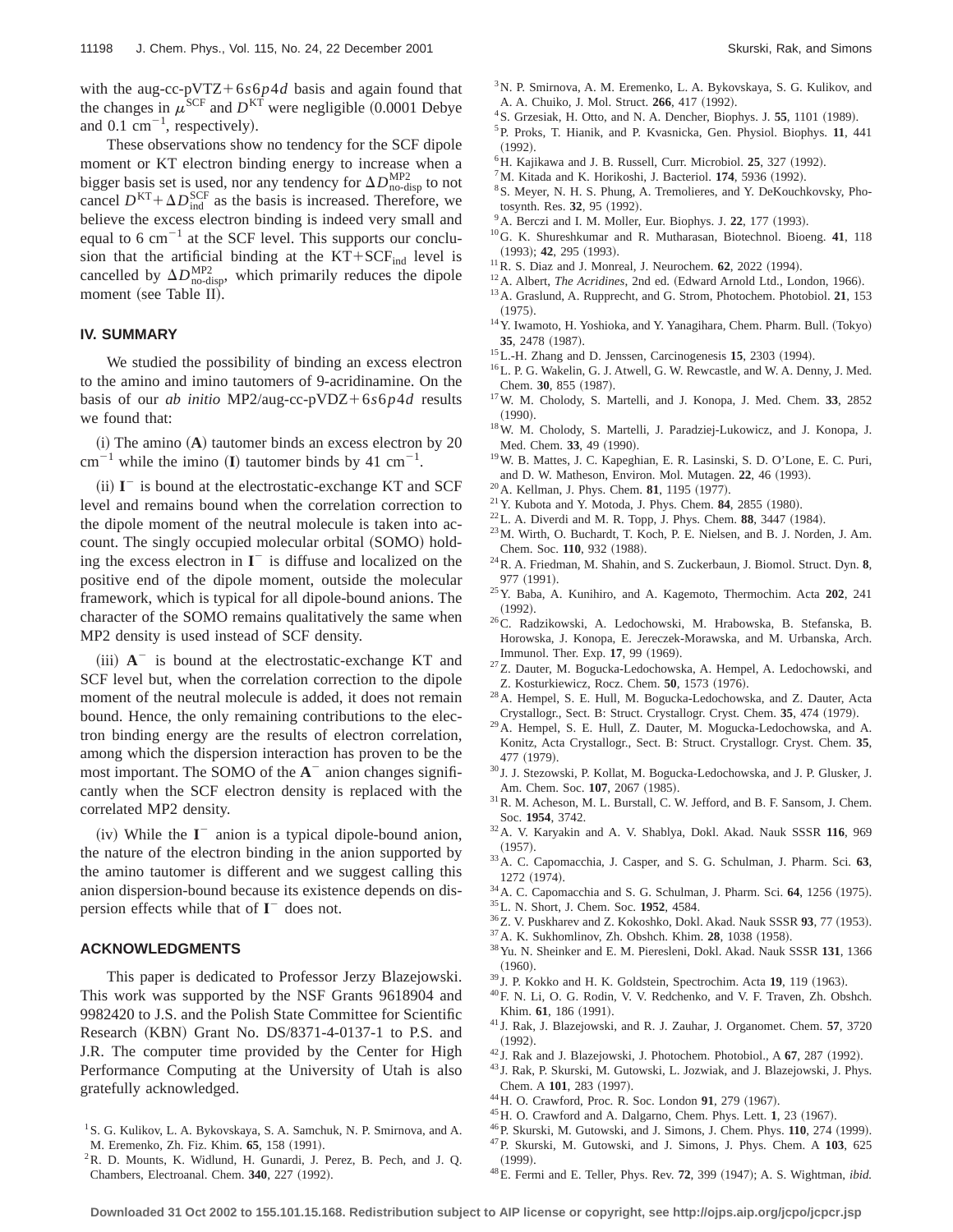with the aug-cc-pVTZ+6$s$6$p$4$d$ basis and again found that the changes in $\mu^{\rm SCF}$ and $D^{\rm KT}$ were negligible (0.0001 Debye and 0.1 cm$^{-1}$, respectively).

These observations show no tendency for the SCF dipole moment or KT electron binding energy to increase when a bigger basis set is used, nor any tendency for $\Delta D^{\rm MP2}_{\rm no\text{-}disp}$ to not cancel $D^{\rm KT}+\Delta D^{\rm SCF}_{\rm ind}$ as the basis is increased. Therefore, we believe the excess electron binding is indeed very small and equal to 6 cm$^{-1}$ at the SCF level. This supports our conclusion that the artificial binding at the KT+SCF$_{\rm ind}$ level is cancelled by $\Delta D^{\rm MP2}_{\rm no\text{-}disp}$, which primarily reduces the dipole moment (see Table II).

## IV. SUMMARY

We studied the possibility of binding an excess electron to the amino and imino tautomers of 9-acridinamine. On the basis of our *ab initio* MP2/aug-cc-pVDZ+6$s$6$p$4$d$ results we found that:

(i) The amino (**A**) tautomer binds an excess electron by 20 cm$^{-1}$ while the imino (**I**) tautomer binds by 41 cm$^{-1}$.

(ii) **I**$^-$ is bound at the electrostatic-exchange KT and SCF level and remains bound when the correlation correction to the dipole moment of the neutral molecule is taken into account. The singly occupied molecular orbital (SOMO) holding the excess electron in **I**$^-$ is diffuse and localized on the positive end of the dipole moment, outside the molecular framework, which is typical for all dipole-bound anions. The character of the SOMO remains qualitatively the same when MP2 density is used instead of SCF density.

(iii) **A**$^-$ is bound at the electrostatic-exchange KT and SCF level but, when the correlation correction to the dipole moment of the neutral molecule is added, it does not remain bound. Hence, the only remaining contributions to the electron binding energy are the results of electron correlation, among which the dispersion interaction has proven to be the most important. The SOMO of the **A**$^-$ anion changes significantly when the SCF electron density is replaced with the correlated MP2 density.

(iv) While the **I**$^-$ anion is a typical dipole-bound anion, the nature of the electron binding in the anion supported by the amino tautomer is different and we suggest calling this anion dispersion-bound because its existence depends on dispersion effects while that of **I**$^-$ does not.

## ACKNOWLEDGMENTS

This paper is dedicated to Professor Jerzy Blazejowski. This work was supported by the NSF Grants 9618904 and 9982420 to J.S. and the Polish State Committee for Scientific Research (KBN) Grant No. DS/8371-4-0137-1 to P.S. and J.R. The computer time provided by the Center for High Performance Computing at the University of Utah is also gratefully acknowledged.

[1] S. G. Kulikov, L. A. Bykovskaya, S. A. Samchuk, N. P. Smirnova, and A. M. Eremenko, Zh. Fiz. Khim. **65**, 158 (1991).
[2] R. D. Mounts, K. Widlund, H. Gunardi, J. Perez, B. Pech, and J. Q. Chambers, Electroanal. Chem. **340**, 227 (1992).
[3] N. P. Smirnova, A. M. Eremenko, L. A. Bykovskaya, S. G. Kulikov, and A. A. Chuiko, J. Mol. Struct. **266**, 417 (1992).
[4] S. Grzesiak, H. Otto, and N. A. Dencher, Biophys. J. **55**, 1101 (1989).
[5] P. Proks, T. Hianik, and P. Kvasnicka, Gen. Physiol. Biophys. **11**, 441 (1992).
[6] H. Kajikawa and J. B. Russell, Curr. Microbiol. **25**, 327 (1992).
[7] M. Kitada and K. Horikoshi, J. Bacteriol. **174**, 5936 (1992).
[8] S. Meyer, N. H. S. Phung, A. Tremolieres, and Y. DeKouchkovsky, Photosynth. Res. **32**, 95 (1992).
[9] A. Berczi and I. M. Moller, Eur. Biophys. J. **22**, 177 (1993).
[10] G. K. Shureshkumar and R. Mutharasan, Biotechnol. Bioeng. **41**, 118 (1993); **42**, 295 (1993).
[11] R. S. Diaz and J. Monreal, J. Neurochem. **62**, 2022 (1994).
[12] A. Albert, *The Acridines*, 2nd ed. (Edward Arnold Ltd., London, 1966).
[13] A. Graslund, A. Rupprecht, and G. Strom, Photochem. Photobiol. **21**, 153 (1975).
[14] Y. Iwamoto, H. Yoshioka, and Y. Yanagihara, Chem. Pharm. Bull. (Tokyo) **35**, 2478 (1987).
[15] L.-H. Zhang and D. Jenssen, Carcinogenesis **15**, 2303 (1994).
[16] L. P. G. Wakelin, G. J. Atwell, G. W. Rewcastle, and W. A. Denny, J. Med. Chem. **30**, 855 (1987).
[17] W. M. Cholody, S. Martelli, and J. Konopa, J. Med. Chem. **33**, 2852 (1990).
[18] W. M. Cholody, S. Martelli, J. Paradziej-Lukowicz, and J. Konopa, J. Med. Chem. **33**, 49 (1990).
[19] W. B. Mattes, J. C. Kapeghian, E. R. Lasinski, S. D. O'Lone, E. C. Puri, and D. W. Matheson, Environ. Mol. Mutagen. **22**, 46 (1993).
[20] A. Kellman, J. Phys. Chem. **81**, 1195 (1977).
[21] Y. Kubota and Y. Motoda, J. Phys. Chem. **84**, 2855 (1980).
[22] L. A. Diverdi and M. R. Topp, J. Phys. Chem. **88**, 3447 (1984).
[23] M. Wirth, O. Buchardt, T. Koch, P. E. Nielsen, and B. J. Norden, J. Am. Chem. Soc. **110**, 932 (1988).
[24] R. A. Friedman, M. Shahin, and S. Zuckerbaun, J. Biomol. Struct. Dyn. **8**, 977 (1991).
[25] Y. Baba, A. Kunihiro, and A. Kagemoto, Thermochim. Acta **202**, 241 (1992).
[26] C. Radzikowski, A. Ledochowski, M. Hrabowska, B. Stefanska, B. Horowska, J. Konopa, E. Jereczek-Morawska, and M. Urbanska, Arch. Immunol. Ther. Exp. **17**, 99 (1969).
[27] Z. Dauter, M. Bogucka-Ledochowska, A. Hempel, A. Ledochowski, and Z. Kosturkiewicz, Rocz. Chem. **50**, 1573 (1976).
[28] A. Hempel, S. E. Hull, M. Bogucka-Ledochowska, and Z. Dauter, Acta Crystallogr., Sect. B: Struct. Crystallogr. Cryst. Chem. **35**, 474 (1979).
[29] A. Hempel, S. E. Hull, Z. Dauter, M. Mogucka-Ledochowska, and A. Konitz, Acta Crystallogr., Sect. B: Struct. Crystallogr. Cryst. Chem. **35**, 477 (1979).
[30] J. J. Stezowski, P. Kollat, M. Bogucka-Ledochowska, and J. P. Glusker, J. Am. Chem. Soc. **107**, 2067 (1985).
[31] R. M. Acheson, M. L. Burstall, C. W. Jefford, and B. F. Sansom, J. Chem. Soc. **1954**, 3742.
[32] A. V. Karyakin and A. V. Shablya, Dokl. Akad. Nauk SSSR **116**, 969 (1957).
[33] A. C. Capomacchia, J. Casper, and S. G. Schulman, J. Pharm. Sci. **63**, 1272 (1974).
[34] A. C. Capomacchia and S. G. Schulman, J. Pharm. Sci. **64**, 1256 (1975).
[35] L. N. Short, J. Chem. Soc. **1952**, 4584.
[36] Z. V. Puskharev and Z. Kokoshko, Dokl. Akad. Nauk SSSR **93**, 77 (1953).
[37] A. K. Sukhomlinov, Zh. Obshch. Khim. **28**, 1038 (1958).
[38] Yu. N. Sheinker and E. M. Pieresleni, Dokl. Akad. Nauk SSSR **131**, 1366 (1960).
[39] J. P. Kokko and H. K. Goldstein, Spectrochim. Acta **19**, 119 (1963).
[40] F. N. Li, O. G. Rodin, V. V. Redchenko, and V. F. Traven, Zh. Obshch. Khim. **61**, 186 (1991).
[41] J. Rak, J. Blazejowski, and R. J. Zauhar, J. Organomet. Chem. **57**, 3720 (1992).
[42] J. Rak and J. Blazejowski, J. Photochem. Photobiol., A **67**, 287 (1992).
[43] J. Rak, P. Skurski, M. Gutowski, L. Jozwiak, and J. Blazejowski, J. Phys. Chem. A **101**, 283 (1997).
[44] H. O. Crawford, Proc. R. Soc. London **91**, 279 (1967).
[45] H. O. Crawford and A. Dalgarno, Chem. Phys. Lett. **1**, 23 (1967).
[46] P. Skurski, M. Gutowski, and J. Simons, J. Chem. Phys. **110**, 274 (1999).
[47] P. Skurski, M. Gutowski, and J. Simons, J. Phys. Chem. A **103**, 625 (1999).
[48] E. Fermi and E. Teller, Phys. Rev. **72**, 399 (1947); A. S. Wightman, *ibid.*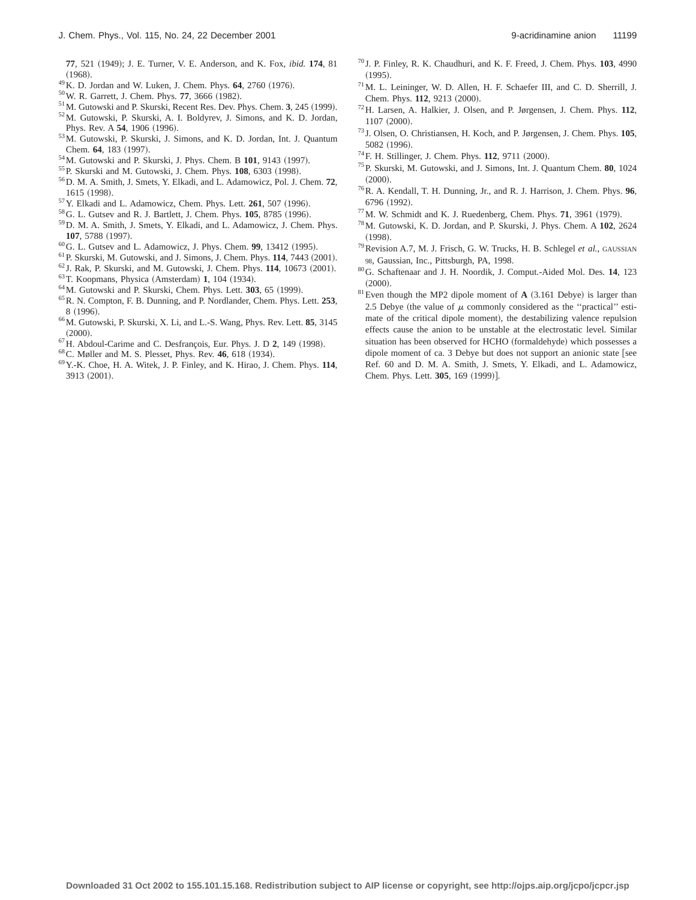77, 521 (1949); J. E. Turner, V. E. Anderson, and K. Fox, *ibid.* **174**, 81 (1968).

[49] K. D. Jordan and W. Luken, J. Chem. Phys. **64**, 2760 (1976).

[50] W. R. Garrett, J. Chem. Phys. **77**, 3666 (1982).

[51] M. Gutowski and P. Skurski, Recent Res. Dev. Phys. Chem. **3**, 245 (1999).

[52] M. Gutowski, P. Skurski, A. I. Boldyrev, J. Simons, and K. D. Jordan, Phys. Rev. A **54**, 1906 (1996).

[53] M. Gutowski, P. Skurski, J. Simons, and K. D. Jordan, Int. J. Quantum Chem. **64**, 183 (1997).

[54] M. Gutowski and P. Skurski, J. Phys. Chem. B **101**, 9143 (1997).

[55] P. Skurski and M. Gutowski, J. Chem. Phys. **108**, 6303 (1998).

[56] D. M. A. Smith, J. Smets, Y. Elkadi, and L. Adamowicz, Pol. J. Chem. **72**, 1615 (1998).

[57] Y. Elkadi and L. Adamowicz, Chem. Phys. Lett. **261**, 507 (1996).

[58] G. L. Gutsev and R. J. Bartlett, J. Chem. Phys. **105**, 8785 (1996).

[59] D. M. A. Smith, J. Smets, Y. Elkadi, and L. Adamowicz, J. Chem. Phys. **107**, 5788 (1997).

[60] G. L. Gutsev and L. Adamowicz, J. Phys. Chem. **99**, 13412 (1995).

[61] P. Skurski, M. Gutowski, and J. Simons, J. Chem. Phys. **114**, 7443 (2001).

[62] J. Rak, P. Skurski, and M. Gutowski, J. Chem. Phys. **114**, 10673 (2001).

[63] T. Koopmans, Physica (Amsterdam) **1**, 104 (1934).

[64] M. Gutowski and P. Skurski, Chem. Phys. Lett. **303**, 65 (1999).

[65] R. N. Compton, F. B. Dunning, and P. Nordlander, Chem. Phys. Lett. **253**, 8 (1996).

[66] M. Gutowski, P. Skurski, X. Li, and L.-S. Wang, Phys. Rev. Lett. **85**, 3145 (2000).

[67] H. Abdoul-Carime and C. Desfrançois, Eur. Phys. J. D **2**, 149 (1998).

[68] C. Møller and M. S. Plesset, Phys. Rev. **46**, 618 (1934).

[69] Y.-K. Choe, H. A. Witek, J. P. Finley, and K. Hirao, J. Chem. Phys. **114**, 3913 (2001).

[70] J. P. Finley, R. K. Chaudhuri, and K. F. Freed, J. Chem. Phys. **103**, 4990 (1995).

[71] M. L. Leininger, W. D. Allen, H. F. Schaefer III, and C. D. Sherrill, J. Chem. Phys. **112**, 9213 (2000).

[72] H. Larsen, A. Halkier, J. Olsen, and P. Jørgensen, J. Chem. Phys. **112**, 1107 (2000).

[73] J. Olsen, O. Christiansen, H. Koch, and P. Jørgensen, J. Chem. Phys. **105**, 5082 (1996).

[74] F. H. Stillinger, J. Chem. Phys. **112**, 9711 (2000).

[75] P. Skurski, M. Gutowski, and J. Simons, Int. J. Quantum Chem. **80**, 1024 (2000).

[76] R. A. Kendall, T. H. Dunning, Jr., and R. J. Harrison, J. Chem. Phys. **96**, 6796 (1992).

[77] M. W. Schmidt and K. J. Ruedenberg, Chem. Phys. **71**, 3961 (1979).

[78] M. Gutowski, K. D. Jordan, and P. Skurski, J. Phys. Chem. A **102**, 2624 (1998).

[79] Revision A.7, M. J. Frisch, G. W. Trucks, H. B. Schlegel *et al.*, GAUSSIAN 98, Gaussian, Inc., Pittsburgh, PA, 1998.

[80] G. Schaftenaar and J. H. Noordik, J. Comput.-Aided Mol. Des. **14**, 123 (2000).

[81] Even though the MP2 dipole moment of **A** (3.161 Debye) is larger than 2.5 Debye (the value of $\mu$ commonly considered as the "practical" estimate of the critical dipole moment), the destabilizing valence repulsion effects cause the anion to be unstable at the electrostatic level. Similar situation has been observed for HCHO (formaldehyde) which possesses a dipole moment of ca. 3 Debye but does not support an anionic state [see Ref. 60 and D. M. A. Smith, J. Smets, Y. Elkadi, and L. Adamowicz, Chem. Phys. Lett. **305**, 169 (1999)].